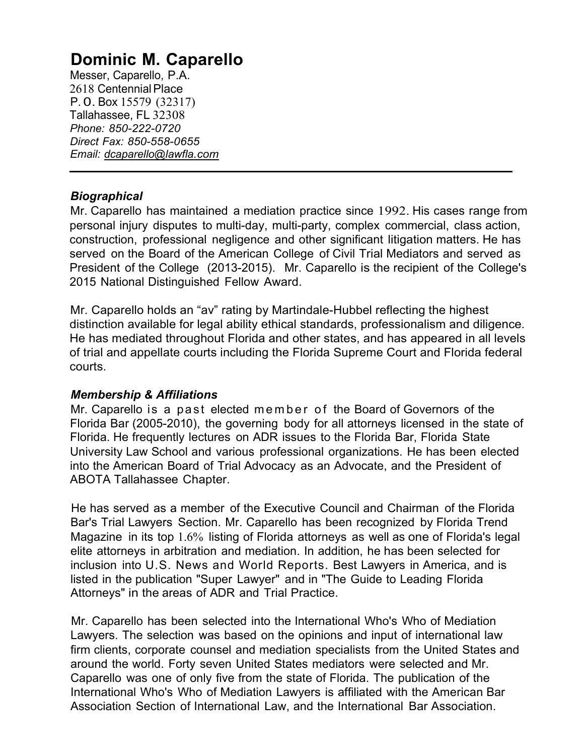# Dominic M. Caparello

Messer, Caparello, P.A.
2618 Centennial Place
P. O. Box 15579 (32317)
Tallahassee, FL 32308
*Phone: 850-222-0720*
*Direct Fax: 850-558-0655*
*Email: dcaparello@lawfla.com*

---

### *Biographical*

Mr. Caparello has maintained a mediation practice since 1992. His cases range from personal injury disputes to multi-day, multi-party, complex commercial, class action, construction, professional negligence and other significant litigation matters. He has served on the Board of the American College of Civil Trial Mediators and served as President of the College (2013-2015). Mr. Caparello is the recipient of the College's 2015 National Distinguished Fellow Award.

Mr. Caparello holds an "av" rating by Martindale-Hubbel reflecting the highest distinction available for legal ability ethical standards, professionalism and diligence. He has mediated throughout Florida and other states, and has appeared in all levels of trial and appellate courts including the Florida Supreme Court and Florida federal courts.

### *Membership & Affiliations*

Mr. Caparello is a past elected member of the Board of Governors of the Florida Bar (2005-2010), the governing body for all attorneys licensed in the state of Florida. He frequently lectures on ADR issues to the Florida Bar, Florida State University Law School and various professional organizations. He has been elected into the American Board of Trial Advocacy as an Advocate, and the President of ABOTA Tallahassee Chapter.

He has served as a member of the Executive Council and Chairman of the Florida Bar's Trial Lawyers Section. Mr. Caparello has been recognized by Florida Trend Magazine in its top 1.6% listing of Florida attorneys as well as one of Florida's legal elite attorneys in arbitration and mediation. In addition, he has been selected for inclusion into U.S. News and World Reports. Best Lawyers in America, and is listed in the publication "Super Lawyer" and in "The Guide to Leading Florida Attorneys" in the areas of ADR and Trial Practice.

Mr. Caparello has been selected into the International Who's Who of Mediation Lawyers. The selection was based on the opinions and input of international law firm clients, corporate counsel and mediation specialists from the United States and around the world. Forty seven United States mediators were selected and Mr. Caparello was one of only five from the state of Florida. The publication of the International Who's Who of Mediation Lawyers is affiliated with the American Bar Association Section of International Law, and the International Bar Association.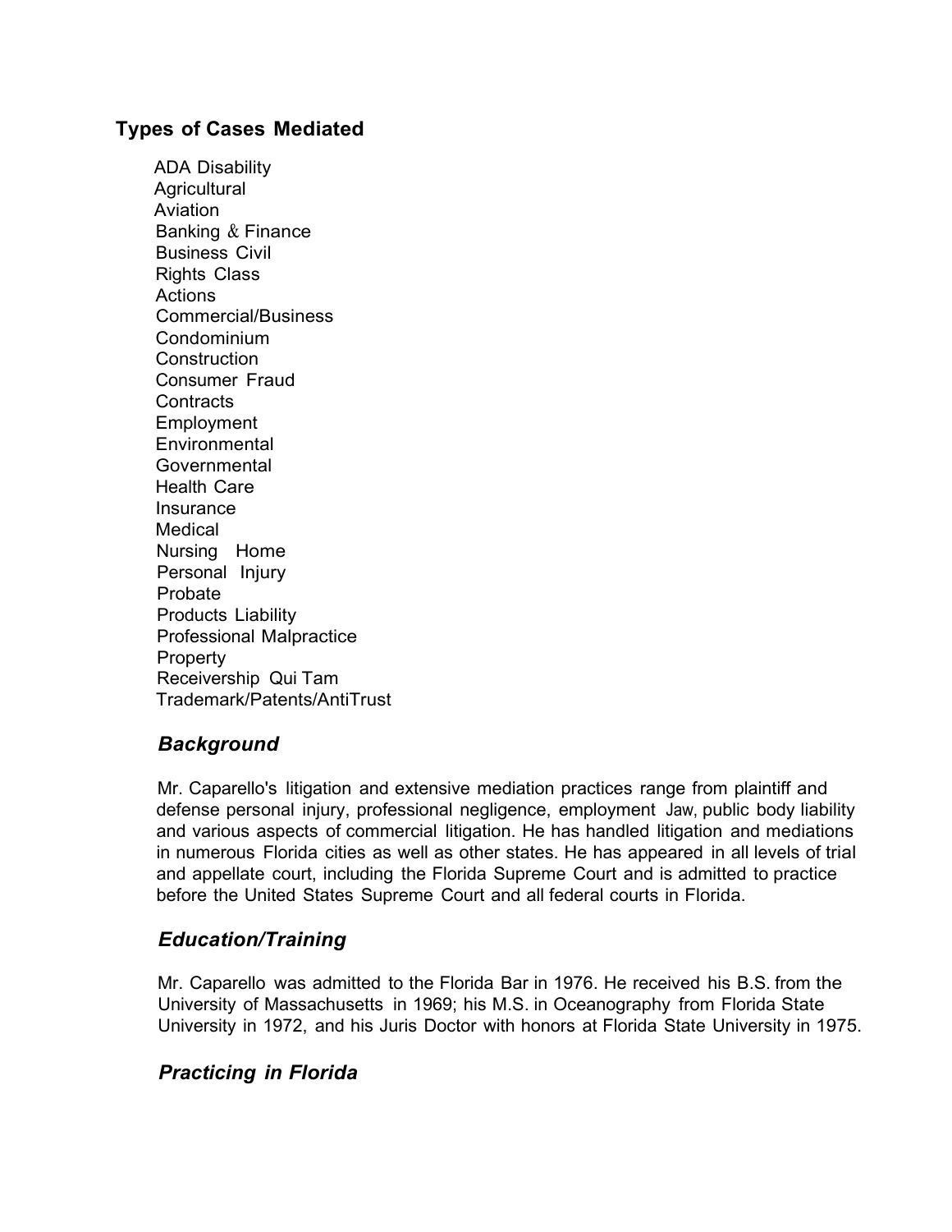## Types of Cases Mediated

- ADA Disability
- Agricultural
- Aviation
- Banking & Finance
- Business Civil
- Rights Class
- Actions
- Commercial/Business
- Condominium
- Construction
- Consumer Fraud
- Contracts
- Employment
- Environmental
- Governmental
- Health Care
- Insurance
- Medical
- Nursing Home
- Personal Injury
- Probate
- Products Liability
- Professional Malpractice
- Property
- Receivership Qui Tam
- Trademark/Patents/AntiTrust

### *Background*

Mr. Caparello's litigation and extensive mediation practices range from plaintiff and defense personal injury, professional negligence, employment Jaw, public body liability and various aspects of commercial litigation. He has handled litigation and mediations in numerous Florida cities as well as other states. He has appeared in all levels of trial and appellate court, including the Florida Supreme Court and is admitted to practice before the United States Supreme Court and all federal courts in Florida.

### *Education/Training*

Mr. Caparello was admitted to the Florida Bar in 1976. He received his B.S. from the University of Massachusetts in 1969; his M.S. in Oceanography from Florida State University in 1972, and his Juris Doctor with honors at Florida State University in 1975.

### *Practicing in Florida*